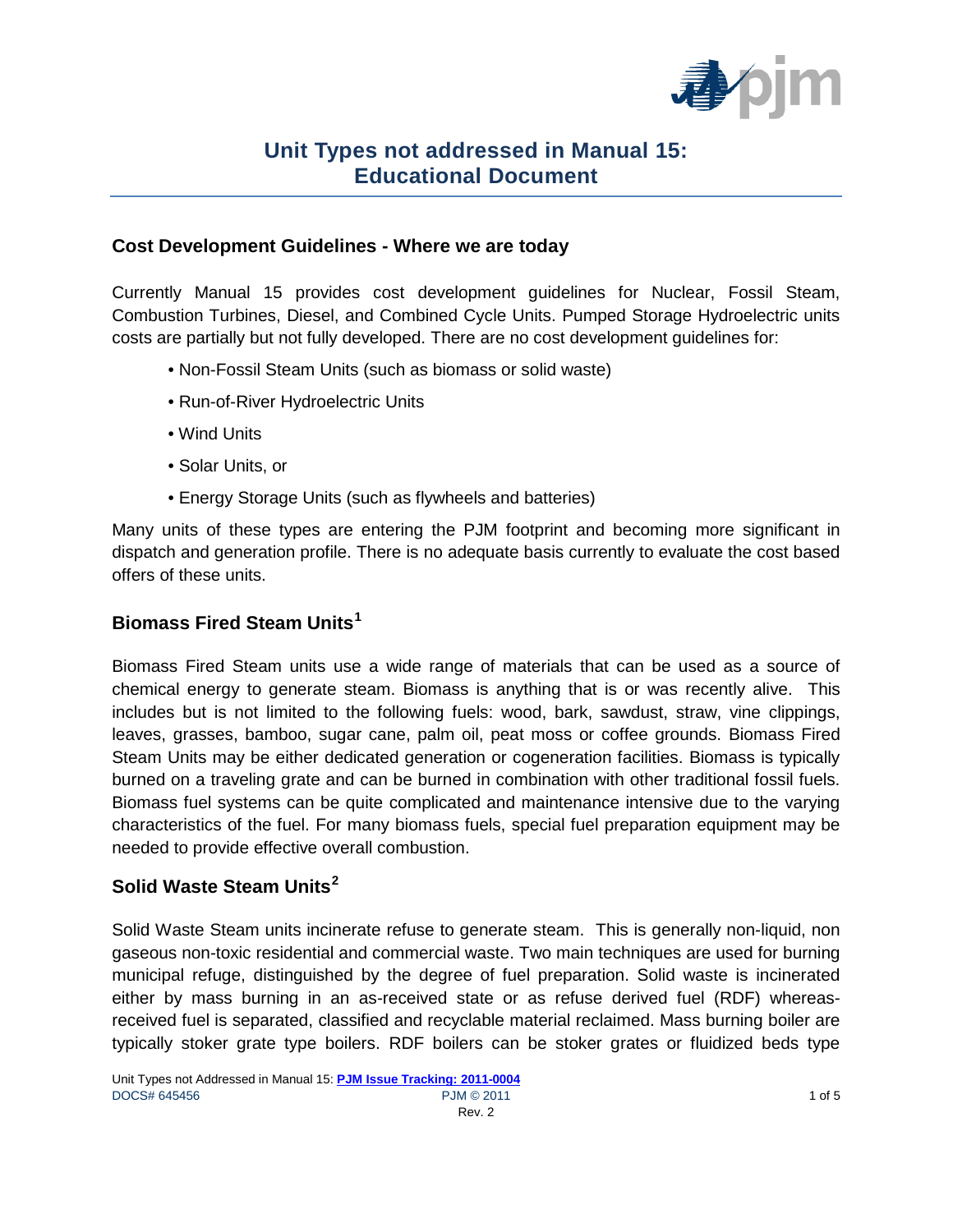# Unit Types not addressed in Manual 15: Educational Document

## Cost Development Guidelines - Where we are today

Currently Manual 15 provides cost development guidelines for Nuclear, Fossil Steam, Combustion Turbines, Diesel, and Combined Cycle Units. Pumped Storage Hydroelectric units costs are partially but not fully developed. There are no cost development guidelines for:

- Non-Fossil Steam Units (such as biomass or solid waste)
- Run-of-River Hydroelectric Units
- Wind Units
- Solar Units, or
- Energy Storage Units (such as flywheels and batteries)

Many units of these types are entering the PJM footprint and becoming more significant in dispatch and generation profile. There is no adequate basis currently to evaluate the cost based offers of these units.

## Biomass Fired Steam Units[1]

Biomass Fired Steam units use a wide range of materials that can be used as a source of chemical energy to generate steam. Biomass is anything that is or was recently alive. This includes but is not limited to the following fuels: wood, bark, sawdust, straw, vine clippings, leaves, grasses, bamboo, sugar cane, palm oil, peat moss or coffee grounds. Biomass Fired Steam Units may be either dedicated generation or cogeneration facilities. Biomass is typically burned on a traveling grate and can be burned in combination with other traditional fossil fuels. Biomass fuel systems can be quite complicated and maintenance intensive due to the varying characteristics of the fuel. For many biomass fuels, special fuel preparation equipment may be needed to provide effective overall combustion.

## Solid Waste Steam Units[2]

Solid Waste Steam units incinerate refuse to generate steam. This is generally non-liquid, non gaseous non-toxic residential and commercial waste. Two main techniques are used for burning municipal refuge, distinguished by the degree of fuel preparation. Solid waste is incinerated either by mass burning in an as-received state or as refuse derived fuel (RDF) whereas-received fuel is separated, classified and recyclable material reclaimed. Mass burning boiler are typically stoker grate type boilers. RDF boilers can be stoker grates or fluidized beds type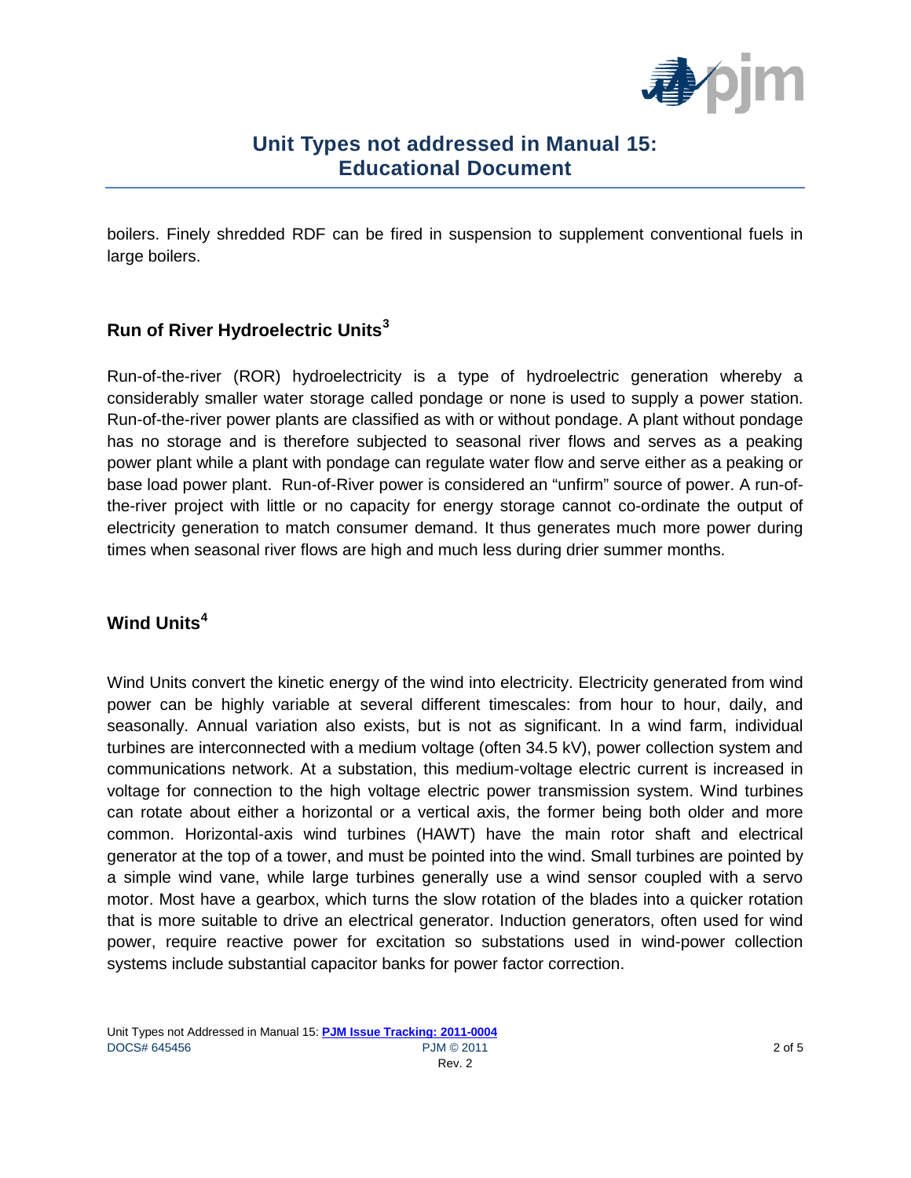boilers. Finely shredded RDF can be fired in suspension to supplement conventional fuels in large boilers.

## Run of River Hydroelectric Units[3]

Run-of-the-river (ROR) hydroelectricity is a type of hydroelectric generation whereby a considerably smaller water storage called pondage or none is used to supply a power station. Run-of-the-river power plants are classified as with or without pondage. A plant without pondage has no storage and is therefore subjected to seasonal river flows and serves as a peaking power plant while a plant with pondage can regulate water flow and serve either as a peaking or base load power plant. Run-of-River power is considered an "unfirm" source of power. A run-of-the-river project with little or no capacity for energy storage cannot co-ordinate the output of electricity generation to match consumer demand. It thus generates much more power during times when seasonal river flows are high and much less during drier summer months.

## Wind Units[4]

Wind Units convert the kinetic energy of the wind into electricity. Electricity generated from wind power can be highly variable at several different timescales: from hour to hour, daily, and seasonally. Annual variation also exists, but is not as significant. In a wind farm, individual turbines are interconnected with a medium voltage (often 34.5 kV), power collection system and communications network. At a substation, this medium-voltage electric current is increased in voltage for connection to the high voltage electric power transmission system. Wind turbines can rotate about either a horizontal or a vertical axis, the former being both older and more common. Horizontal-axis wind turbines (HAWT) have the main rotor shaft and electrical generator at the top of a tower, and must be pointed into the wind. Small turbines are pointed by a simple wind vane, while large turbines generally use a wind sensor coupled with a servo motor. Most have a gearbox, which turns the slow rotation of the blades into a quicker rotation that is more suitable to drive an electrical generator. Induction generators, often used for wind power, require reactive power for excitation so substations used in wind-power collection systems include substantial capacitor banks for power factor correction.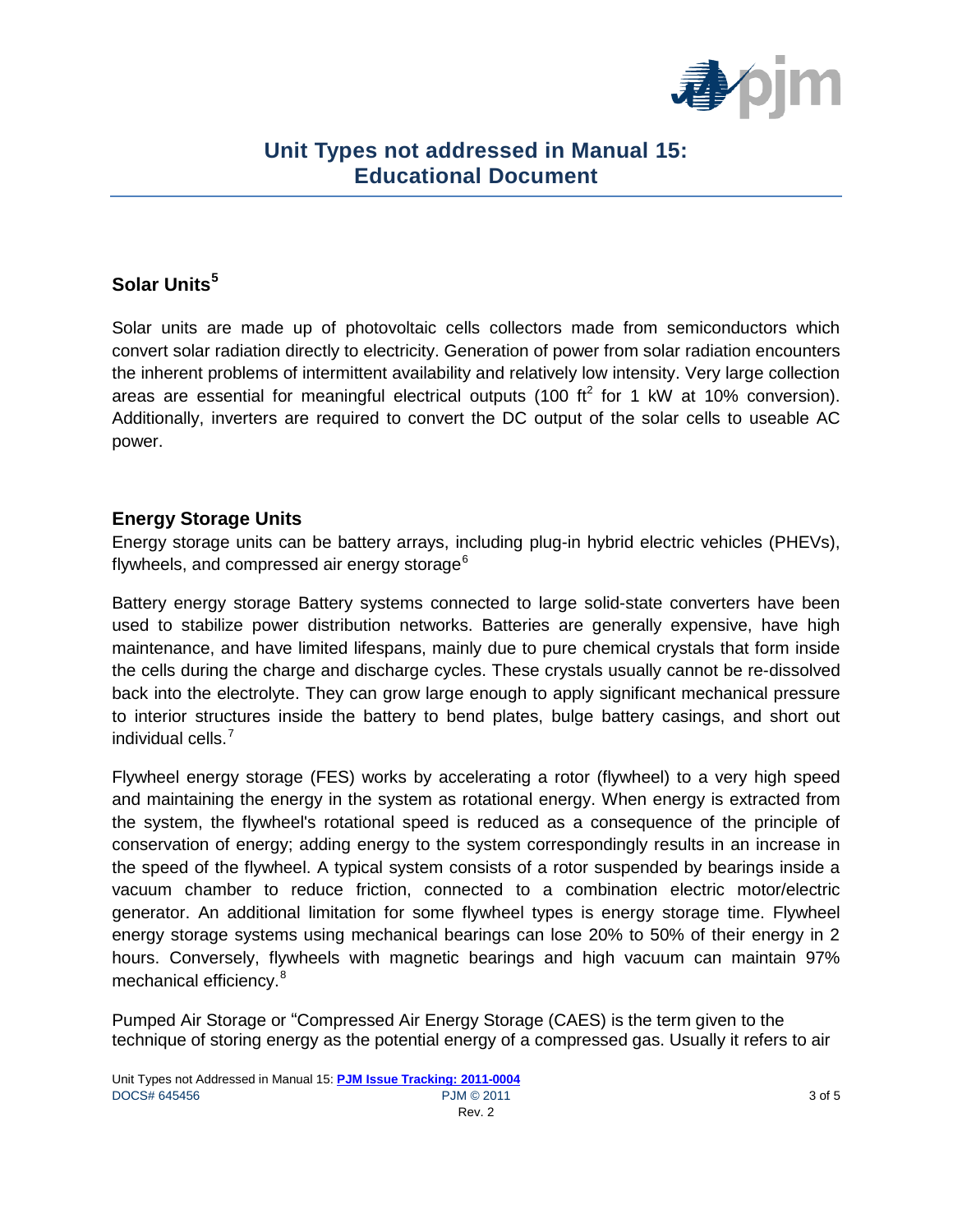## Solar Units[5]

Solar units are made up of photovoltaic cells collectors made from semiconductors which convert solar radiation directly to electricity. Generation of power from solar radiation encounters the inherent problems of intermittent availability and relatively low intensity. Very large collection areas are essential for meaningful electrical outputs (100 $ft^2$ for 1 kW at 10% conversion). Additionally, inverters are required to convert the DC output of the solar cells to useable AC power.

## Energy Storage Units

Energy storage units can be battery arrays, including plug-in hybrid electric vehicles (PHEVs), flywheels, and compressed air energy storage[6]

Battery energy storage Battery systems connected to large solid-state converters have been used to stabilize power distribution networks. Batteries are generally expensive, have high maintenance, and have limited lifespans, mainly due to pure chemical crystals that form inside the cells during the charge and discharge cycles. These crystals usually cannot be re-dissolved back into the electrolyte. They can grow large enough to apply significant mechanical pressure to interior structures inside the battery to bend plates, bulge battery casings, and short out individual cells.[7]

Flywheel energy storage (FES) works by accelerating a rotor (flywheel) to a very high speed and maintaining the energy in the system as rotational energy. When energy is extracted from the system, the flywheel's rotational speed is reduced as a consequence of the principle of conservation of energy; adding energy to the system correspondingly results in an increase in the speed of the flywheel. A typical system consists of a rotor suspended by bearings inside a vacuum chamber to reduce friction, connected to a combination electric motor/electric generator. An additional limitation for some flywheel types is energy storage time. Flywheel energy storage systems using mechanical bearings can lose 20% to 50% of their energy in 2 hours. Conversely, flywheels with magnetic bearings and high vacuum can maintain 97% mechanical efficiency.[8]

Pumped Air Storage or "Compressed Air Energy Storage (CAES) is the term given to the technique of storing energy as the potential energy of a compressed gas. Usually it refers to air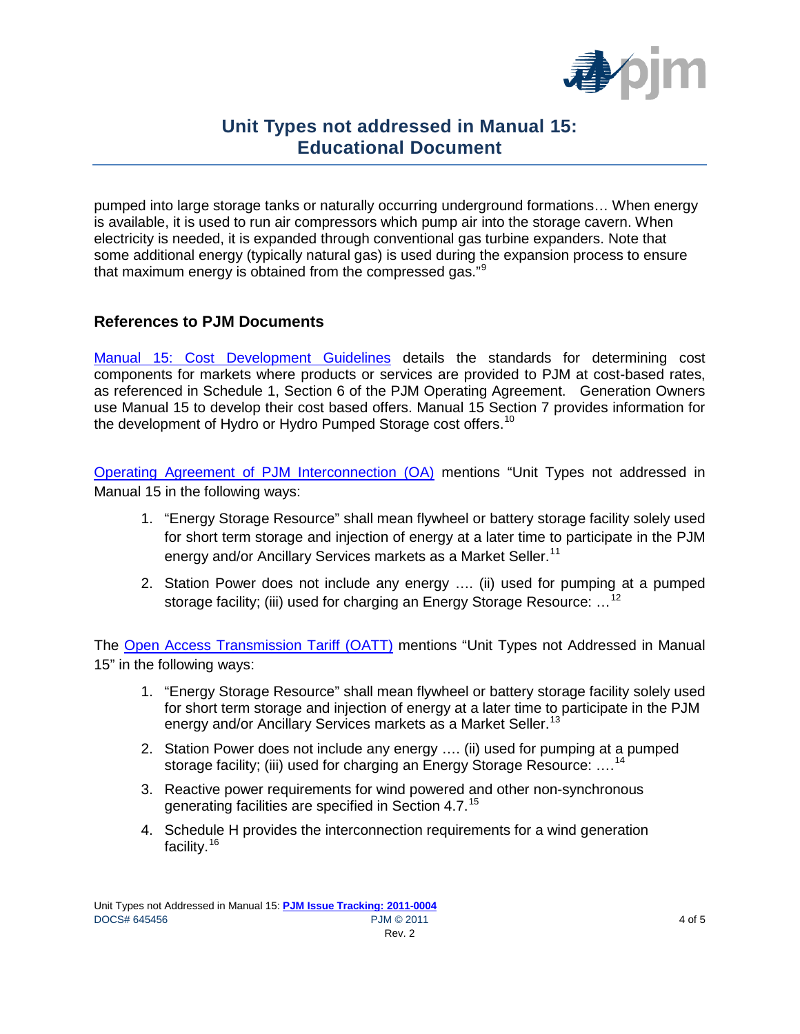pumped into large storage tanks or naturally occurring underground formations… When energy is available, it is used to run air compressors which pump air into the storage cavern. When electricity is needed, it is expanded through conventional gas turbine expanders. Note that some additional energy (typically natural gas) is used during the expansion process to ensure that maximum energy is obtained from the compressed gas."[9]

## References to PJM Documents

Manual 15: Cost Development Guidelines details the standards for determining cost components for markets where products or services are provided to PJM at cost-based rates, as referenced in Schedule 1, Section 6 of the PJM Operating Agreement. Generation Owners use Manual 15 to develop their cost based offers. Manual 15 Section 7 provides information for the development of Hydro or Hydro Pumped Storage cost offers.[10]

Operating Agreement of PJM Interconnection (OA) mentions "Unit Types not addressed in Manual 15 in the following ways:

1. "Energy Storage Resource" shall mean flywheel or battery storage facility solely used for short term storage and injection of energy at a later time to participate in the PJM energy and/or Ancillary Services markets as a Market Seller.[11]
2. Station Power does not include any energy …. (ii) used for pumping at a pumped storage facility; (iii) used for charging an Energy Storage Resource: …[12]

The Open Access Transmission Tariff (OATT) mentions "Unit Types not Addressed in Manual 15" in the following ways:

1. "Energy Storage Resource" shall mean flywheel or battery storage facility solely used for short term storage and injection of energy at a later time to participate in the PJM energy and/or Ancillary Services markets as a Market Seller.[13]
2. Station Power does not include any energy …. (ii) used for pumping at a pumped storage facility; (iii) used for charging an Energy Storage Resource: ….[14]
3. Reactive power requirements for wind powered and other non-synchronous generating facilities are specified in Section 4.7.[15]
4. Schedule H provides the interconnection requirements for a wind generation facility.[16]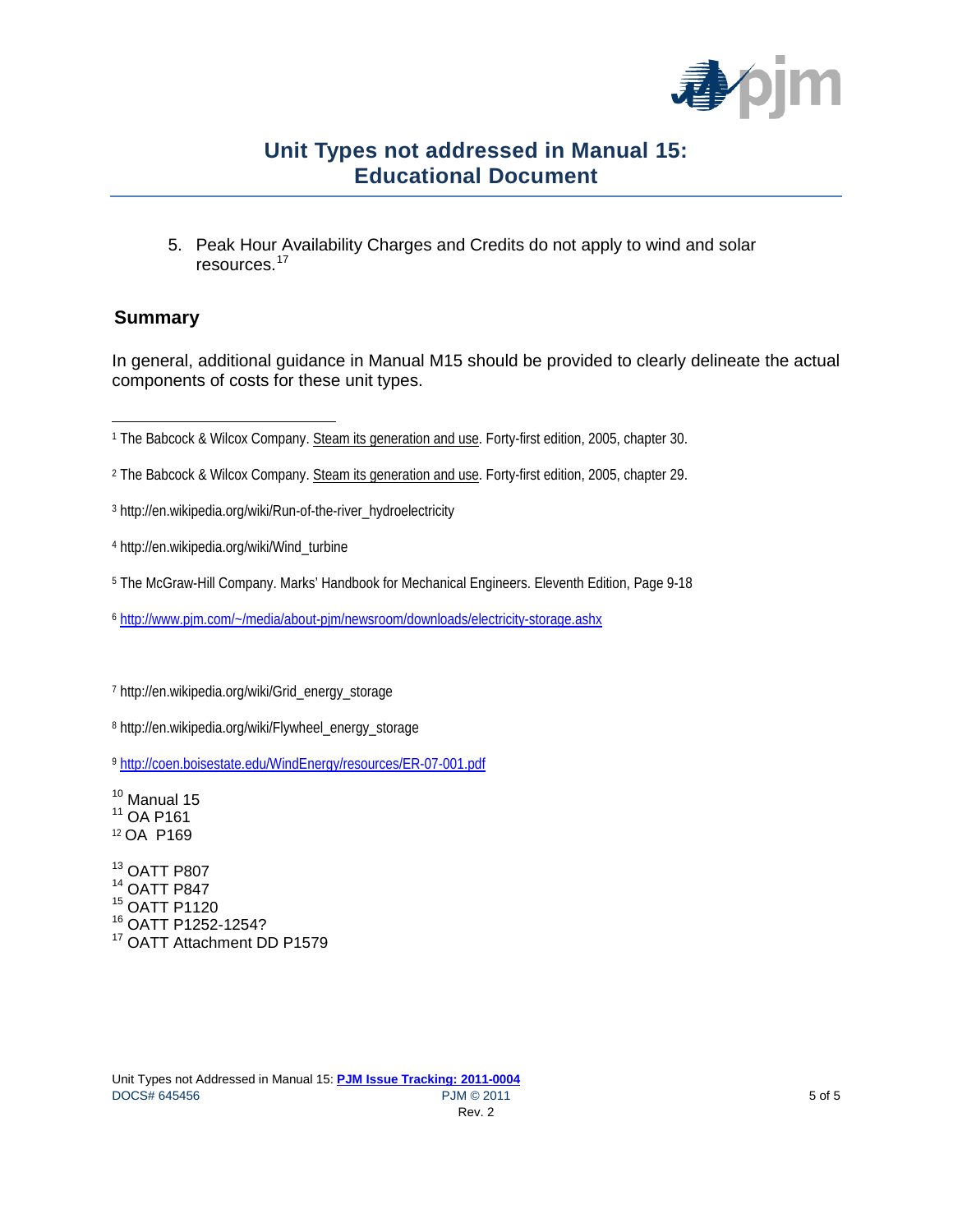5. Peak Hour Availability Charges and Credits do not apply to wind and solar resources.[17]

## Summary

In general, additional guidance in Manual M15 should be provided to clearly delineate the actual components of costs for these unit types.

---

[1] The Babcock & Wilcox Company. Steam its generation and use. Forty-first edition, 2005, chapter 30.

[2] The Babcock & Wilcox Company. Steam its generation and use. Forty-first edition, 2005, chapter 29.

[3] http://en.wikipedia.org/wiki/Run-of-the-river_hydroelectricity

[4] http://en.wikipedia.org/wiki/Wind_turbine

[5] The McGraw-Hill Company. Marks' Handbook for Mechanical Engineers. Eleventh Edition, Page 9-18

[6] http://www.pjm.com/~/media/about-pjm/newsroom/downloads/electricity-storage.ashx

[7] http://en.wikipedia.org/wiki/Grid_energy_storage

[8] http://en.wikipedia.org/wiki/Flywheel_energy_storage

[9] http://coen.boisestate.edu/WindEnergy/resources/ER-07-001.pdf

[10] Manual 15
[11] OA P161
[12] OA P169

[13] OATT P807
[14] OATT P847
[15] OATT P1120
[16] OATT P1252-1254?
[17] OATT Attachment DD P1579

Unit Types not Addressed in Manual 15: **PJM Issue Tracking: 2011-0004**
DOCS# 645456